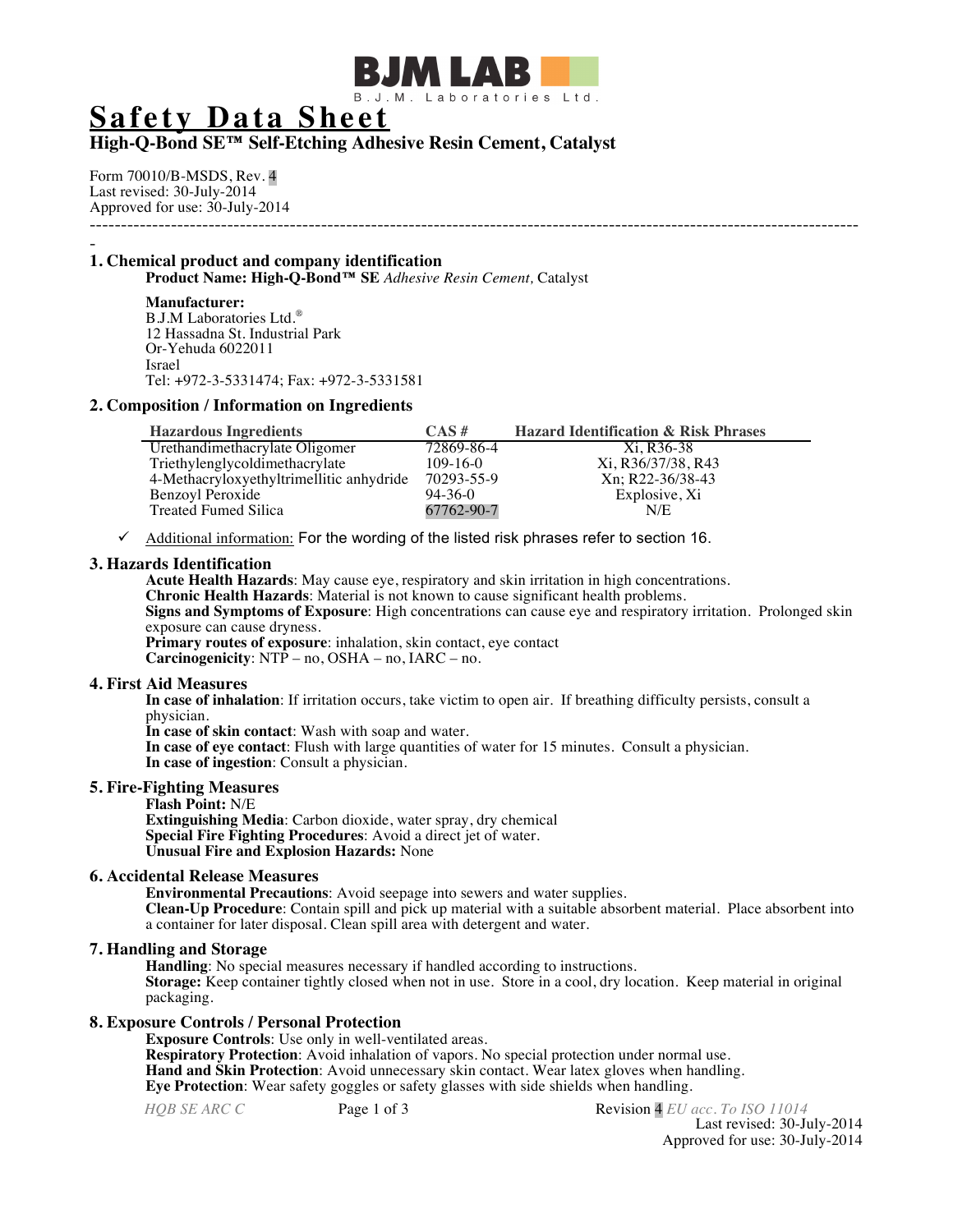BJM LAB

B.J.M. Laboratories Ltd.

# Safety Data Sheet

## High-Q-Bond SE™ Self-Etching Adhesive Resin Cement, Catalyst

Form 70010/B-MSDS, Rev. 4
Last revised: 30-July-2014
Approved for use: 30-July-2014

---

### 1. Chemical product and company identification

**Product Name: High-Q-Bond™ SE** *Adhesive Resin Cement,* Catalyst

**Manufacturer:**
B.J.M Laboratories Ltd.®
12 Hassadna St. Industrial Park
Or-Yehuda 6022011
Israel
Tel: +972-3-5331474; Fax: +972-3-5331581

### 2. Composition / Information on Ingredients

| Hazardous Ingredients | CAS # | Hazard Identification & Risk Phrases |
|---|---|---|
| Urethandimethacrylate Oligomer | 72869-86-4 | Xi, R36-38 |
| Triethylenglycoldimethacrylate | 109-16-0 | Xi, R36/37/38, R43 |
| 4-Methacryloxyethyltrimellitic anhydride | 70293-55-9 | Xn; R22-36/38-43 |
| Benzoyl Peroxide | 94-36-0 | Explosive, Xi |
| Treated Fumed Silica | 67762-90-7 | N/E |

- ✓ Additional information: For the wording of the listed risk phrases refer to section 16.

### 3. Hazards Identification

**Acute Health Hazards**: May cause eye, respiratory and skin irritation in high concentrations.
**Chronic Health Hazards**: Material is not known to cause significant health problems.
**Signs and Symptoms of Exposure**: High concentrations can cause eye and respiratory irritation. Prolonged skin exposure can cause dryness.
**Primary routes of exposure**: inhalation, skin contact, eye contact
**Carcinogenicity**: NTP – no, OSHA – no, IARC – no.

### 4. First Aid Measures

**In case of inhalation**: If irritation occurs, take victim to open air. If breathing difficulty persists, consult a physician.
**In case of skin contact**: Wash with soap and water.
**In case of eye contact**: Flush with large quantities of water for 15 minutes. Consult a physician.
**In case of ingestion**: Consult a physician.

### 5. Fire-Fighting Measures

**Flash Point:** N/E
**Extinguishing Media**: Carbon dioxide, water spray, dry chemical
**Special Fire Fighting Procedures**: Avoid a direct jet of water.
**Unusual Fire and Explosion Hazards:** None

### 6. Accidental Release Measures

**Environmental Precautions**: Avoid seepage into sewers and water supplies.
**Clean-Up Procedure**: Contain spill and pick up material with a suitable absorbent material. Place absorbent into a container for later disposal. Clean spill area with detergent and water.

### 7. Handling and Storage

**Handling**: No special measures necessary if handled according to instructions.
**Storage:** Keep container tightly closed when not in use. Store in a cool, dry location. Keep material in original packaging.

### 8. Exposure Controls / Personal Protection

**Exposure Controls**: Use only in well-ventilated areas.
**Respiratory Protection**: Avoid inhalation of vapors. No special protection under normal use.
**Hand and Skin Protection**: Avoid unnecessary skin contact. Wear latex gloves when handling.
**Eye Protection**: Wear safety goggles or safety glasses with side shields when handling.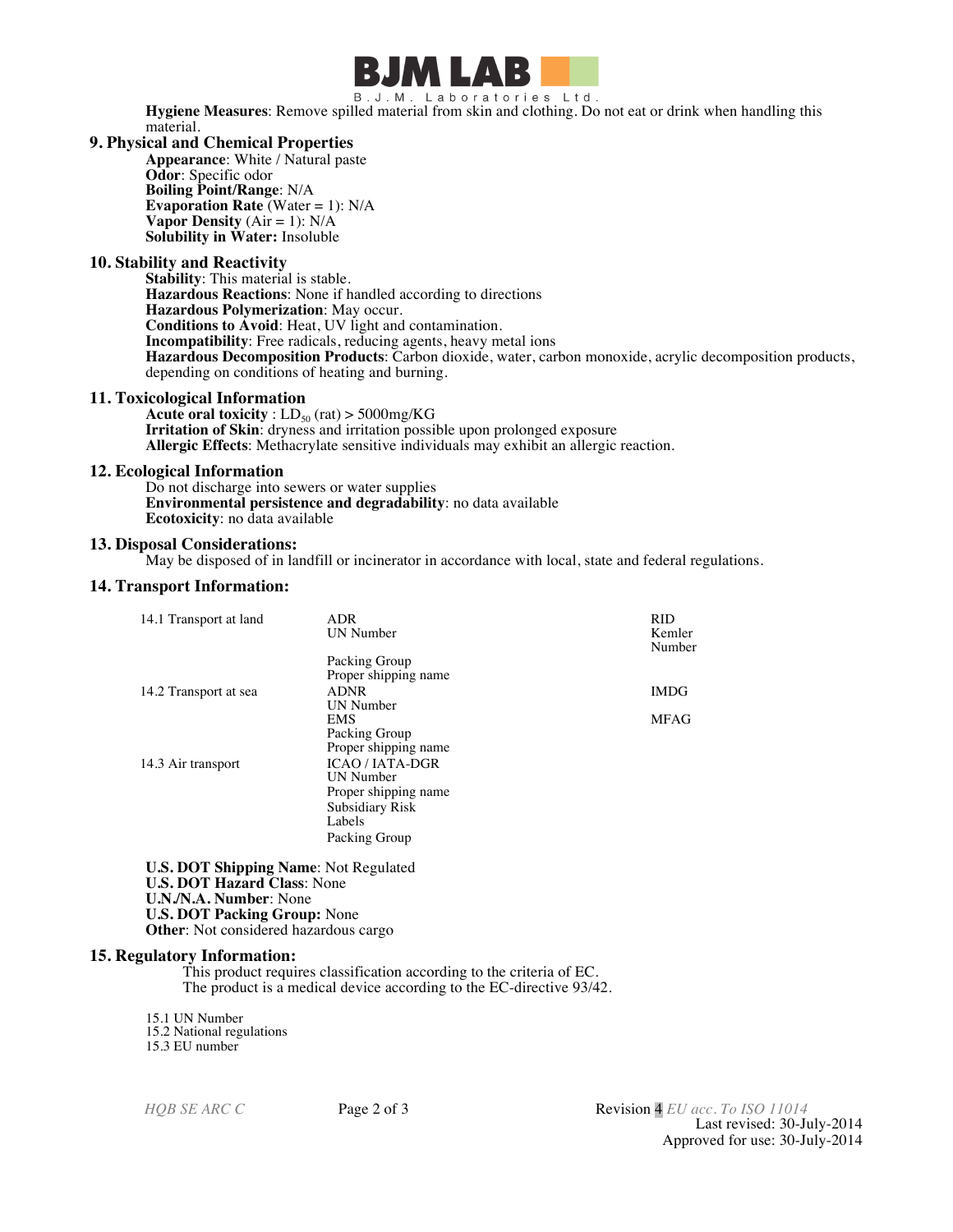**Hygiene Measures**: Remove spilled material from skin and clothing. Do not eat or drink when handling this material.

## 9. Physical and Chemical Properties

**Appearance**: White / Natural paste
**Odor**: Specific odor
**Boiling Point/Range**: N/A
**Evaporation Rate** (Water = 1): N/A
**Vapor Density** (Air = 1): N/A
**Solubility in Water:** Insoluble

## 10. Stability and Reactivity

**Stability**: This material is stable.
**Hazardous Reactions**: None if handled according to directions
**Hazardous Polymerization**: May occur.
**Conditions to Avoid**: Heat, UV light and contamination.
**Incompatibility**: Free radicals, reducing agents, heavy metal ions
**Hazardous Decomposition Products**: Carbon dioxide, water, carbon monoxide, acrylic decomposition products, depending on conditions of heating and burning.

## 11. Toxicological Information

**Acute oral toxicity** : $LD_{50}$ (rat) > 5000mg/KG
**Irritation of Skin**: dryness and irritation possible upon prolonged exposure
**Allergic Effects**: Methacrylate sensitive individuals may exhibit an allergic reaction.

## 12. Ecological Information

Do not discharge into sewers or water supplies
**Environmental persistence and degradability**: no data available
**Ecotoxicity**: no data available

## 13. Disposal Considerations:

May be disposed of in landfill or incinerator in accordance with local, state and federal regulations.

## 14. Transport Information:

| | | |
|---|---|---|
| 14.1 Transport at land | ADR<br>UN Number<br>Packing Group<br>Proper shipping name | RID<br>Kemler Number |
| 14.2 Transport at sea | ADNR<br>UN Number<br>EMS<br>Packing Group<br>Proper shipping name | IMDG<br>MFAG |
| 14.3 Air transport | ICAO / IATA-DGR<br>UN Number<br>Proper shipping name<br>Subsidiary Risk<br>Labels<br>Packing Group | |

**U.S. DOT Shipping Name**: Not Regulated
**U.S. DOT Hazard Class**: None
**U.N./N.A. Number**: None
**U.S. DOT Packing Group:** None
**Other**: Not considered hazardous cargo

## 15. Regulatory Information:

This product requires classification according to the criteria of EC.
The product is a medical device according to the EC-directive 93/42.

15.1 UN Number
15.2 National regulations
15.3 EU number

*HQB SE ARC C*

Revision 4 *EU acc. To ISO 11014*
Last revised: 30-July-2014
Approved for use: 30-July-2014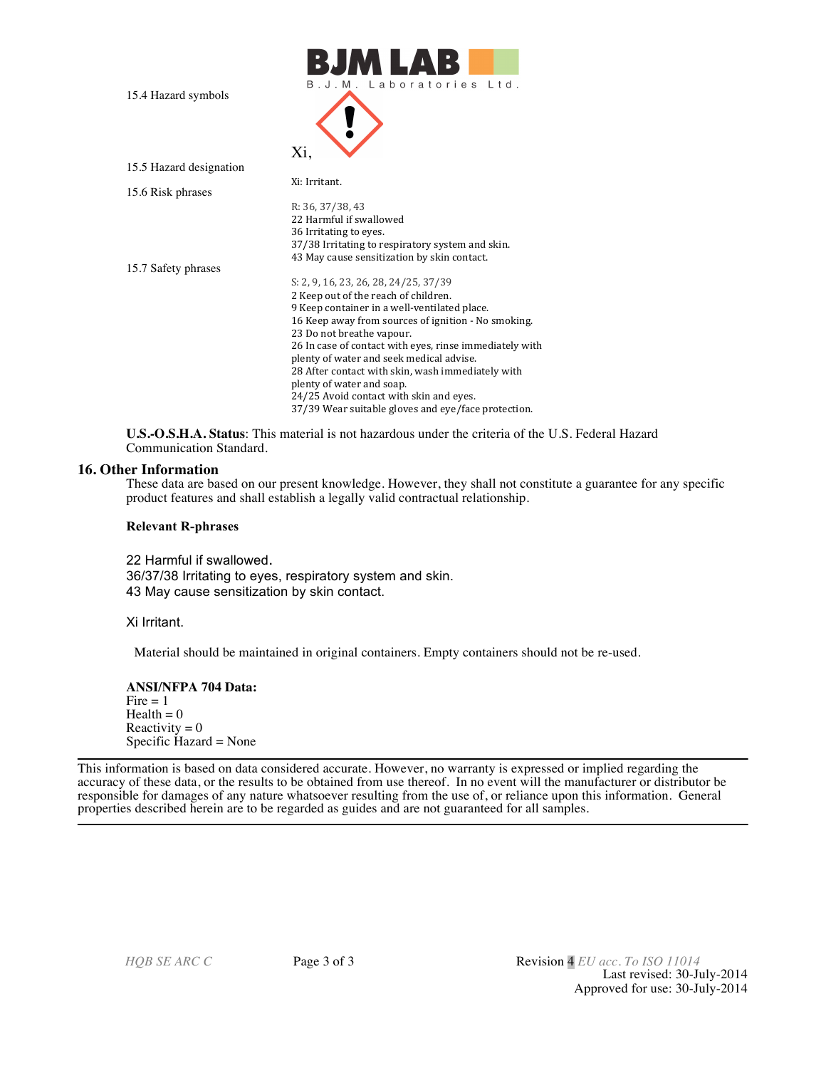15.4 Hazard symbols

Xi,

15.5 Hazard designation

Xi: Irritant.

15.6 Risk phrases

R: 36, 37/38, 43
22 Harmful if swallowed
36 Irritating to eyes.
37/38 Irritating to respiratory system and skin.
43 May cause sensitization by skin contact.

15.7 Safety phrases

S: 2, 9, 16, 23, 26, 28, 24/25, 37/39
2 Keep out of the reach of children.
9 Keep container in a well-ventilated place.
16 Keep away from sources of ignition - No smoking.
23 Do not breathe vapour.
26 In case of contact with eyes, rinse immediately with plenty of water and seek medical advise.
28 After contact with skin, wash immediately with plenty of water and soap.
24/25 Avoid contact with skin and eyes.
37/39 Wear suitable gloves and eye/face protection.

**U.S.-O.S.H.A. Status**: This material is not hazardous under the criteria of the U.S. Federal Hazard Communication Standard.

## 16. Other Information

These data are based on our present knowledge. However, they shall not constitute a guarantee for any specific product features and shall establish a legally valid contractual relationship.

**Relevant R-phrases**

22 Harmful if swallowed.
36/37/38 Irritating to eyes, respiratory system and skin.
43 May cause sensitization by skin contact.

Xi Irritant.

Material should be maintained in original containers. Empty containers should not be re-used.

**ANSI/NFPA 704 Data:**
Fire = 1
Health = 0
Reactivity = 0
Specific Hazard = None

---

This information is based on data considered accurate. However, no warranty is expressed or implied regarding the accuracy of these data, or the results to be obtained from use thereof. In no event will the manufacturer or distributor be responsible for damages of any nature whatsoever resulting from the use of, or reliance upon this information. General properties described herein are to be regarded as guides and are not guaranteed for all samples.

---

*HQB SE ARC C*

Revision 4 *EU acc. To ISO 11014*
Last revised: 30-July-2014
Approved for use: 30-July-2014